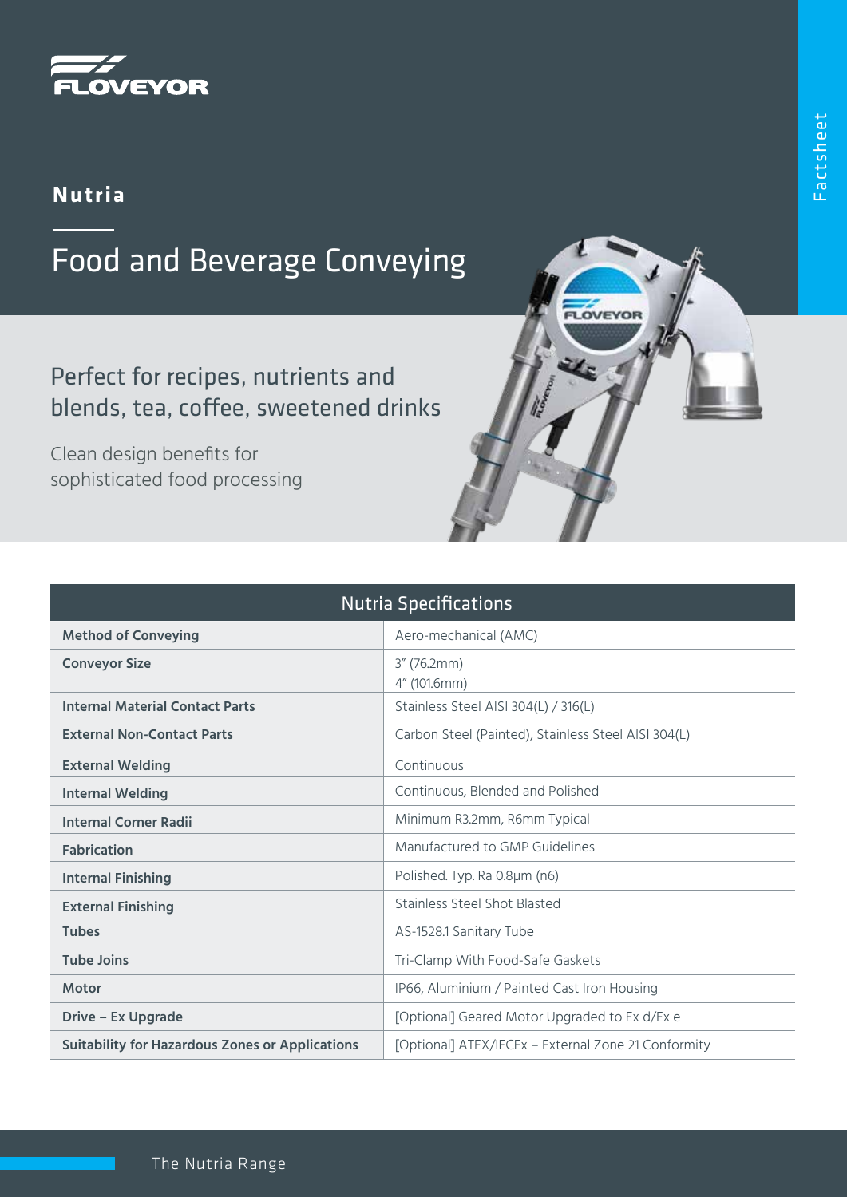FLOVEYOR

Factsheet

## Nutria

# Food and Beverage Conveying

### Perfect for recipes, nutrients and blends, tea, coffee, sweetened drinks

Clean design benefits for sophisticated food processing

| Nutria Specifications | |
|---|---|
| **Method of Conveying** | Aero-mechanical (AMC) |
| **Conveyor Size** | 3" (76.2mm)<br>4" (101.6mm) |
| **Internal Material Contact Parts** | Stainless Steel AISI 304(L) / 316(L) |
| **External Non-Contact Parts** | Carbon Steel (Painted), Stainless Steel AISI 304(L) |
| **External Welding** | Continuous |
| **Internal Welding** | Continuous, Blended and Polished |
| **Internal Corner Radii** | Minimum R3.2mm, R6mm Typical |
| **Fabrication** | Manufactured to GMP Guidelines |
| **Internal Finishing** | Polished. Typ. Ra 0.8μm (n6) |
| **External Finishing** | Stainless Steel Shot Blasted |
| **Tubes** | AS-1528.1 Sanitary Tube |
| **Tube Joins** | Tri-Clamp With Food-Safe Gaskets |
| **Motor** | IP66, Aluminium / Painted Cast Iron Housing |
| **Drive – Ex Upgrade** | [Optional] Geared Motor Upgraded to Ex d/Ex e |
| **Suitability for Hazardous Zones or Applications** | [Optional] ATEX/IECEx – External Zone 21 Conformity |

The Nutria Range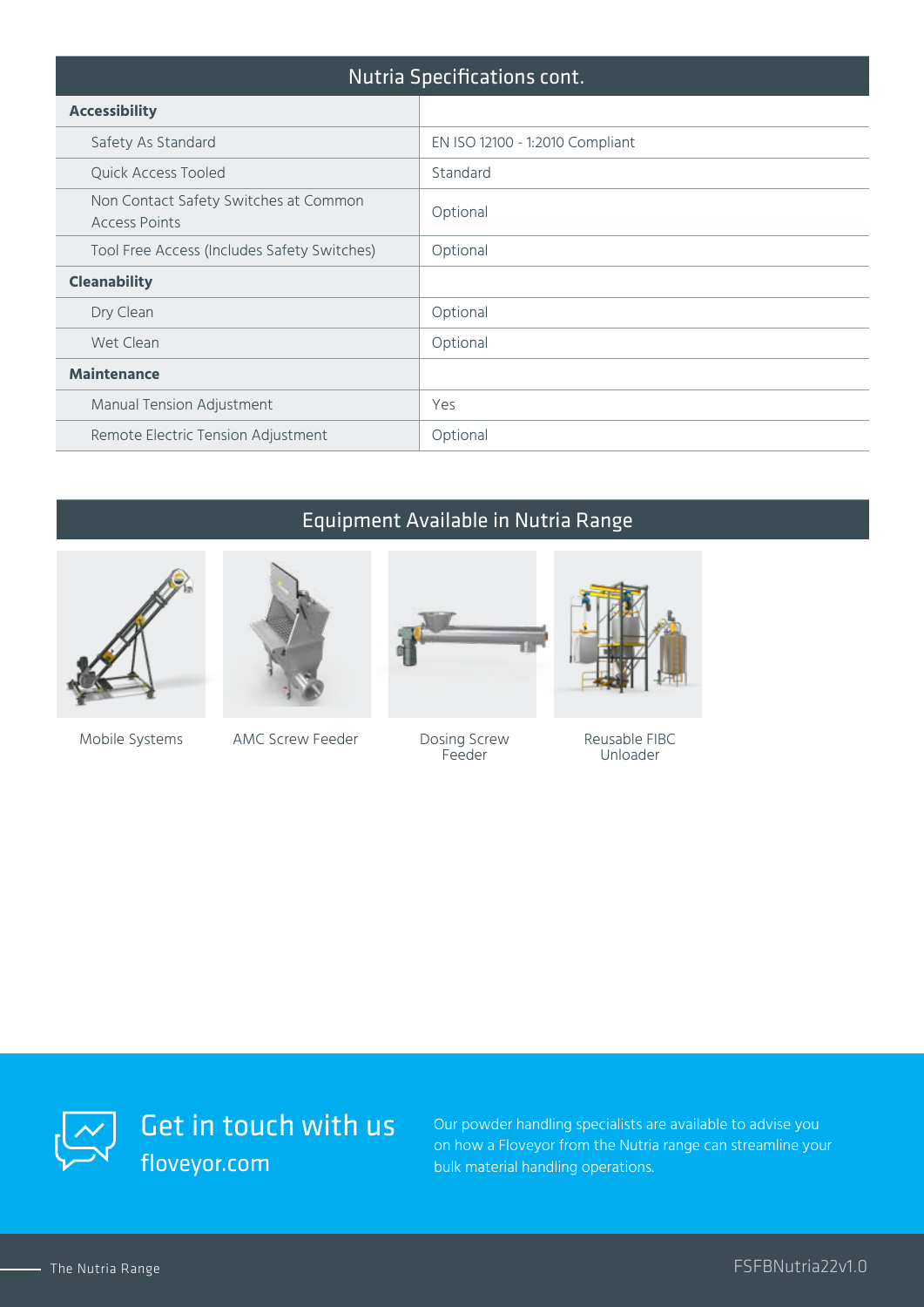## Nutria Specifications cont.

| | |
|---|---|
| **Accessibility** | |
| Safety As Standard | EN ISO 12100 - 1:2010 Compliant |
| Quick Access Tooled | Standard |
| Non Contact Safety Switches at Common Access Points | Optional |
| Tool Free Access (Includes Safety Switches) | Optional |
| **Cleanability** | |
| Dry Clean | Optional |
| Wet Clean | Optional |
| **Maintenance** | |
| Manual Tension Adjustment | Yes |
| Remote Electric Tension Adjustment | Optional |

## Equipment Available in Nutria Range

Mobile Systems

AMC Screw Feeder

Dosing Screw Feeder

Reusable FIBC Unloader

## Get in touch with us

floveyor.com

Our powder handling specialists are available to advise you on how a Floveyor from the Nutria range can streamline your bulk material handling operations.